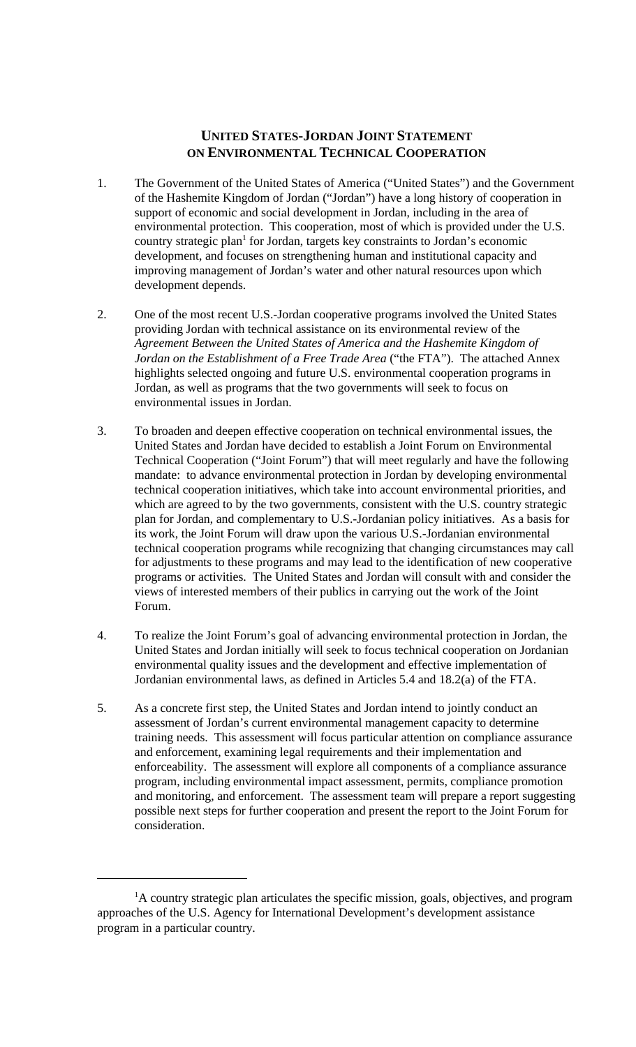# UNITED STATES-JORDAN JOINT STATEMENT ON ENVIRONMENTAL TECHNICAL COOPERATION

1. The Government of the United States of America ("United States") and the Government of the Hashemite Kingdom of Jordan ("Jordan") have a long history of cooperation in support of economic and social development in Jordan, including in the area of environmental protection. This cooperation, most of which is provided under the U.S. country strategic plan[1] for Jordan, targets key constraints to Jordan's economic development, and focuses on strengthening human and institutional capacity and improving management of Jordan's water and other natural resources upon which development depends.

2. One of the most recent U.S.-Jordan cooperative programs involved the United States providing Jordan with technical assistance on its environmental review of the *Agreement Between the United States of America and the Hashemite Kingdom of Jordan on the Establishment of a Free Trade Area* ("the FTA"). The attached Annex highlights selected ongoing and future U.S. environmental cooperation programs in Jordan, as well as programs that the two governments will seek to focus on environmental issues in Jordan.

3. To broaden and deepen effective cooperation on technical environmental issues, the United States and Jordan have decided to establish a Joint Forum on Environmental Technical Cooperation ("Joint Forum") that will meet regularly and have the following mandate: to advance environmental protection in Jordan by developing environmental technical cooperation initiatives, which take into account environmental priorities, and which are agreed to by the two governments, consistent with the U.S. country strategic plan for Jordan, and complementary to U.S.-Jordanian policy initiatives. As a basis for its work, the Joint Forum will draw upon the various U.S.-Jordanian environmental technical cooperation programs while recognizing that changing circumstances may call for adjustments to these programs and may lead to the identification of new cooperative programs or activities. The United States and Jordan will consult with and consider the views of interested members of their publics in carrying out the work of the Joint Forum.

4. To realize the Joint Forum's goal of advancing environmental protection in Jordan, the United States and Jordan initially will seek to focus technical cooperation on Jordanian environmental quality issues and the development and effective implementation of Jordanian environmental laws, as defined in Articles 5.4 and 18.2(a) of the FTA.

5. As a concrete first step, the United States and Jordan intend to jointly conduct an assessment of Jordan's current environmental management capacity to determine training needs. This assessment will focus particular attention on compliance assurance and enforcement, examining legal requirements and their implementation and enforceability. The assessment will explore all components of a compliance assurance program, including environmental impact assessment, permits, compliance promotion and monitoring, and enforcement. The assessment team will prepare a report suggesting possible next steps for further cooperation and present the report to the Joint Forum for consideration.

---

[1] A country strategic plan articulates the specific mission, goals, objectives, and program approaches of the U.S. Agency for International Development's development assistance program in a particular country.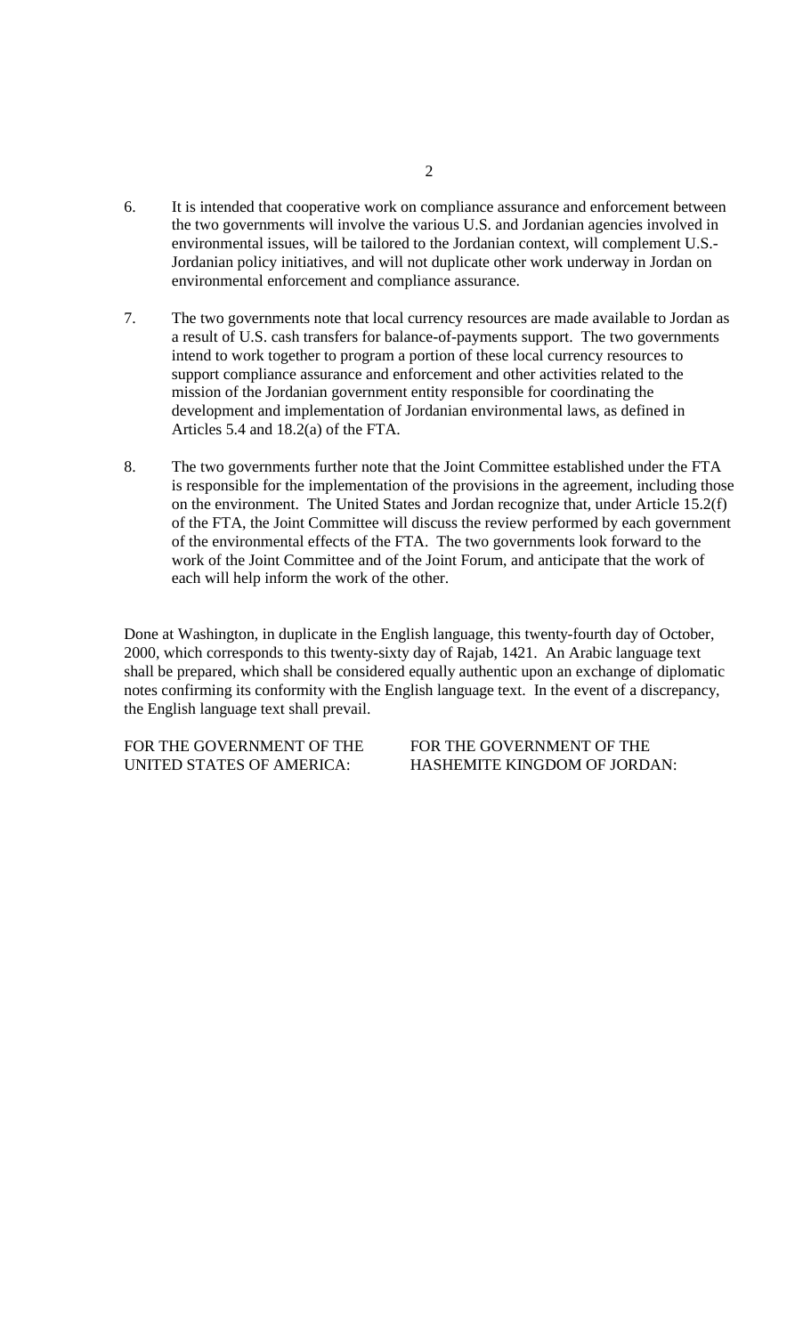6. It is intended that cooperative work on compliance assurance and enforcement between the two governments will involve the various U.S. and Jordanian agencies involved in environmental issues, will be tailored to the Jordanian context, will complement U.S.-Jordanian policy initiatives, and will not duplicate other work underway in Jordan on environmental enforcement and compliance assurance.

7. The two governments note that local currency resources are made available to Jordan as a result of U.S. cash transfers for balance-of-payments support. The two governments intend to work together to program a portion of these local currency resources to support compliance assurance and enforcement and other activities related to the mission of the Jordanian government entity responsible for coordinating the development and implementation of Jordanian environmental laws, as defined in Articles 5.4 and 18.2(a) of the FTA.

8. The two governments further note that the Joint Committee established under the FTA is responsible for the implementation of the provisions in the agreement, including those on the environment. The United States and Jordan recognize that, under Article 15.2(f) of the FTA, the Joint Committee will discuss the review performed by each government of the environmental effects of the FTA. The two governments look forward to the work of the Joint Committee and of the Joint Forum, and anticipate that the work of each will help inform the work of the other.

Done at Washington, in duplicate in the English language, this twenty-fourth day of October, 2000, which corresponds to this twenty-sixty day of Rajab, 1421. An Arabic language text shall be prepared, which shall be considered equally authentic upon an exchange of diplomatic notes confirming its conformity with the English language text. In the event of a discrepancy, the English language text shall prevail.

| FOR THE GOVERNMENT OF THE UNITED STATES OF AMERICA: | FOR THE GOVERNMENT OF THE HASHEMITE KINGDOM OF JORDAN: |
| --- | --- |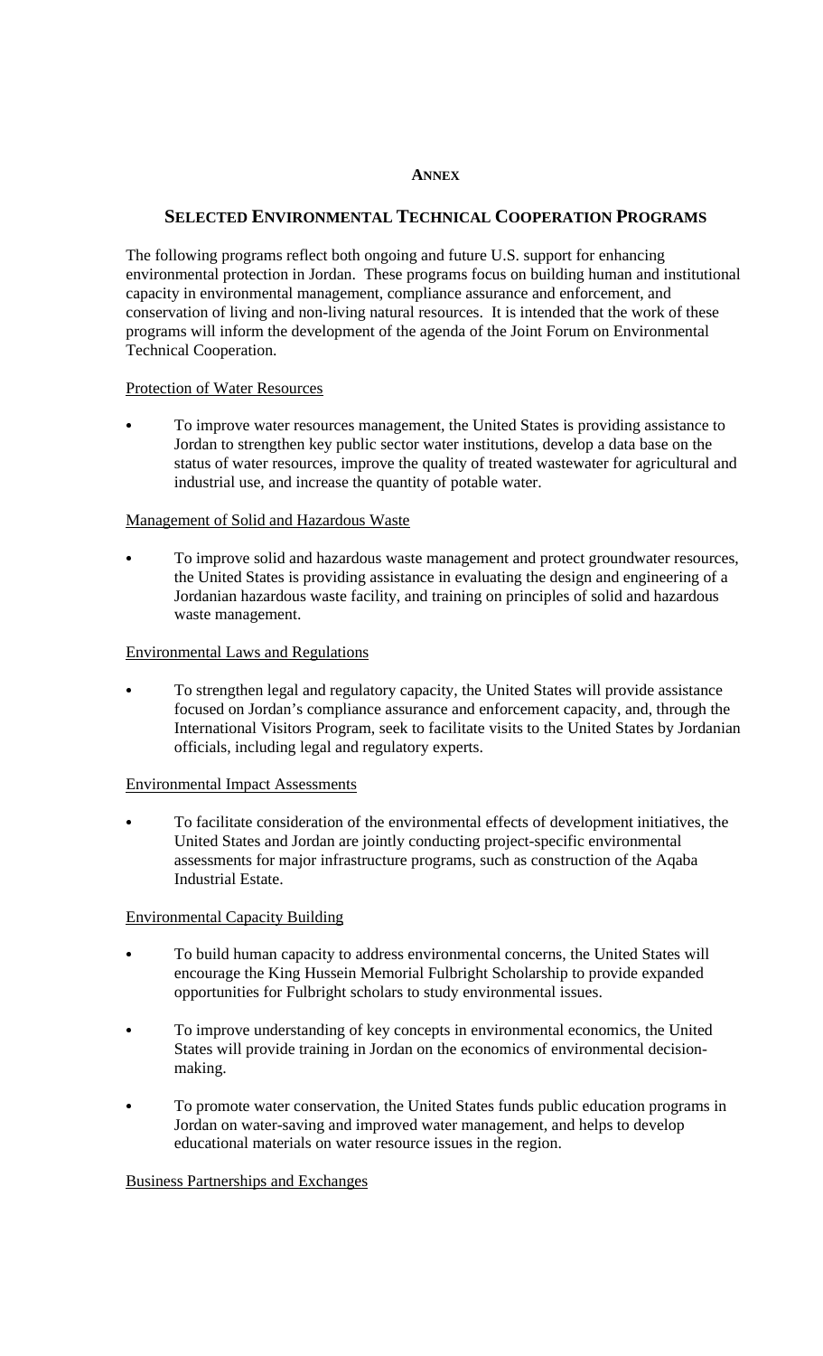**ANNEX**

## SELECTED ENVIRONMENTAL TECHNICAL COOPERATION PROGRAMS

The following programs reflect both ongoing and future U.S. support for enhancing environmental protection in Jordan. These programs focus on building human and institutional capacity in environmental management, compliance assurance and enforcement, and conservation of living and non-living natural resources. It is intended that the work of these programs will inform the development of the agenda of the Joint Forum on Environmental Technical Cooperation.

Protection of Water Resources

- To improve water resources management, the United States is providing assistance to Jordan to strengthen key public sector water institutions, develop a data base on the status of water resources, improve the quality of treated wastewater for agricultural and industrial use, and increase the quantity of potable water.

Management of Solid and Hazardous Waste

- To improve solid and hazardous waste management and protect groundwater resources, the United States is providing assistance in evaluating the design and engineering of a Jordanian hazardous waste facility, and training on principles of solid and hazardous waste management.

Environmental Laws and Regulations

- To strengthen legal and regulatory capacity, the United States will provide assistance focused on Jordan's compliance assurance and enforcement capacity, and, through the International Visitors Program, seek to facilitate visits to the United States by Jordanian officials, including legal and regulatory experts.

Environmental Impact Assessments

- To facilitate consideration of the environmental effects of development initiatives, the United States and Jordan are jointly conducting project-specific environmental assessments for major infrastructure programs, such as construction of the Aqaba Industrial Estate.

Environmental Capacity Building

- To build human capacity to address environmental concerns, the United States will encourage the King Hussein Memorial Fulbright Scholarship to provide expanded opportunities for Fulbright scholars to study environmental issues.
- To improve understanding of key concepts in environmental economics, the United States will provide training in Jordan on the economics of environmental decision-making.
- To promote water conservation, the United States funds public education programs in Jordan on water-saving and improved water management, and helps to develop educational materials on water resource issues in the region.

Business Partnerships and Exchanges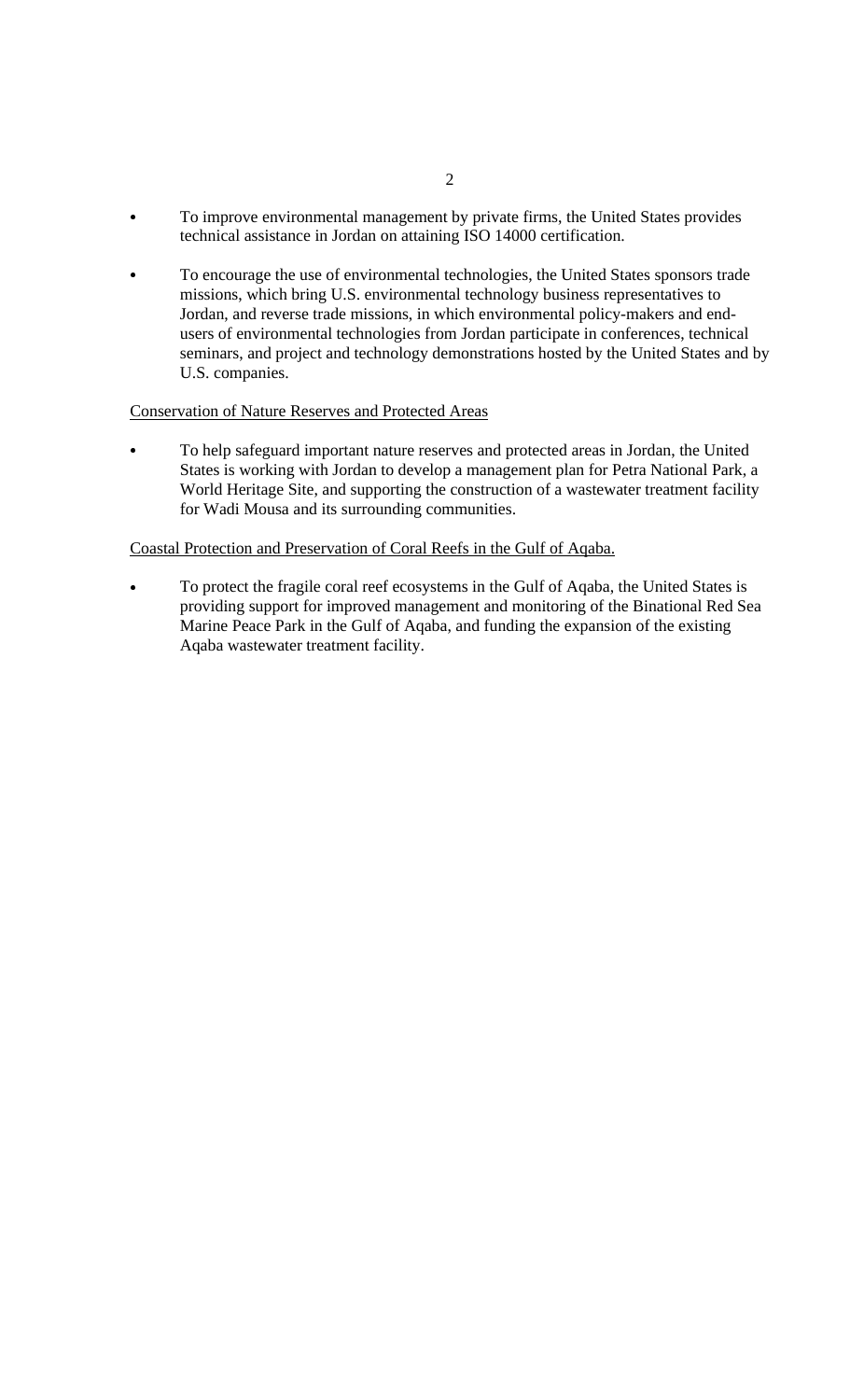- To improve environmental management by private firms, the United States provides technical assistance in Jordan on attaining ISO 14000 certification.

- To encourage the use of environmental technologies, the United States sponsors trade missions, which bring U.S. environmental technology business representatives to Jordan, and reverse trade missions, in which environmental policy-makers and end-users of environmental technologies from Jordan participate in conferences, technical seminars, and project and technology demonstrations hosted by the United States and by U.S. companies.

<u>Conservation of Nature Reserves and Protected Areas</u>

- To help safeguard important nature reserves and protected areas in Jordan, the United States is working with Jordan to develop a management plan for Petra National Park, a World Heritage Site, and supporting the construction of a wastewater treatment facility for Wadi Mousa and its surrounding communities.

<u>Coastal Protection and Preservation of Coral Reefs in the Gulf of Aqaba.</u>

- To protect the fragile coral reef ecosystems in the Gulf of Aqaba, the United States is providing support for improved management and monitoring of the Binational Red Sea Marine Peace Park in the Gulf of Aqaba, and funding the expansion of the existing Aqaba wastewater treatment facility.